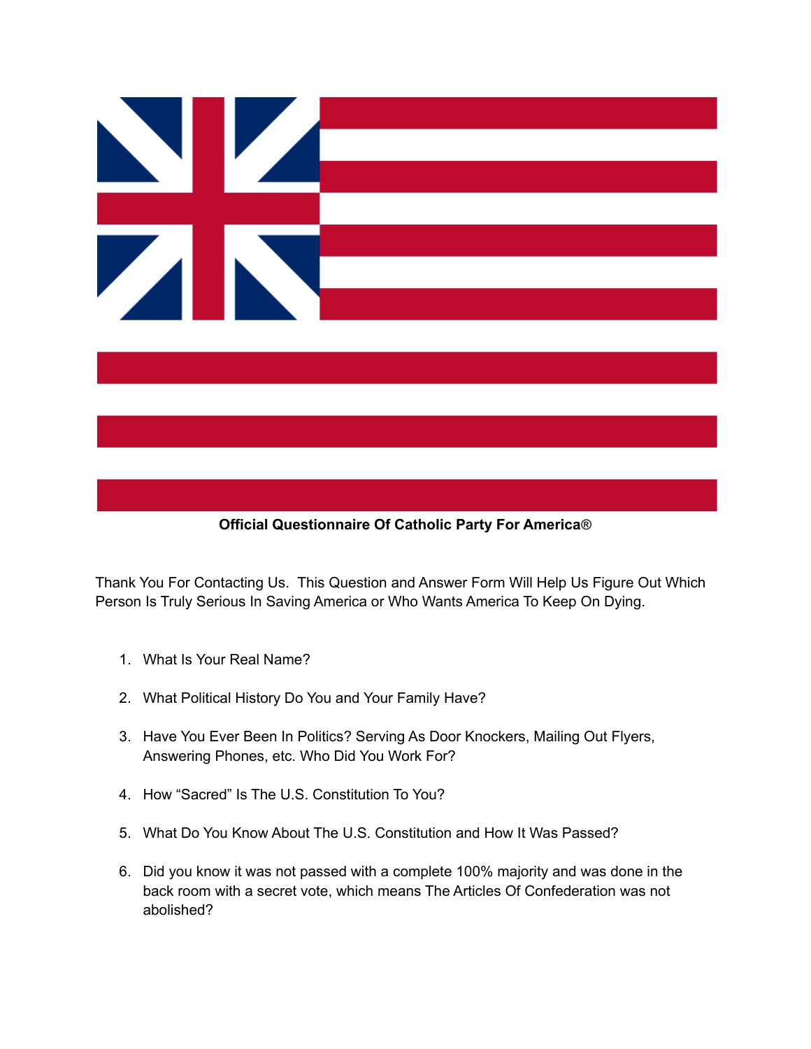**Official Questionnaire Of Catholic Party For America®**

Thank You For Contacting Us. This Question and Answer Form Will Help Us Figure Out Which Person Is Truly Serious In Saving America or Who Wants America To Keep On Dying.

1. What Is Your Real Name?
2. What Political History Do You and Your Family Have?
3. Have You Ever Been In Politics? Serving As Door Knockers, Mailing Out Flyers, Answering Phones, etc. Who Did You Work For?
4. How "Sacred" Is The U.S. Constitution To You?
5. What Do You Know About The U.S. Constitution and How It Was Passed?
6. Did you know it was not passed with a complete 100% majority and was done in the back room with a secret vote, which means The Articles Of Confederation was not abolished?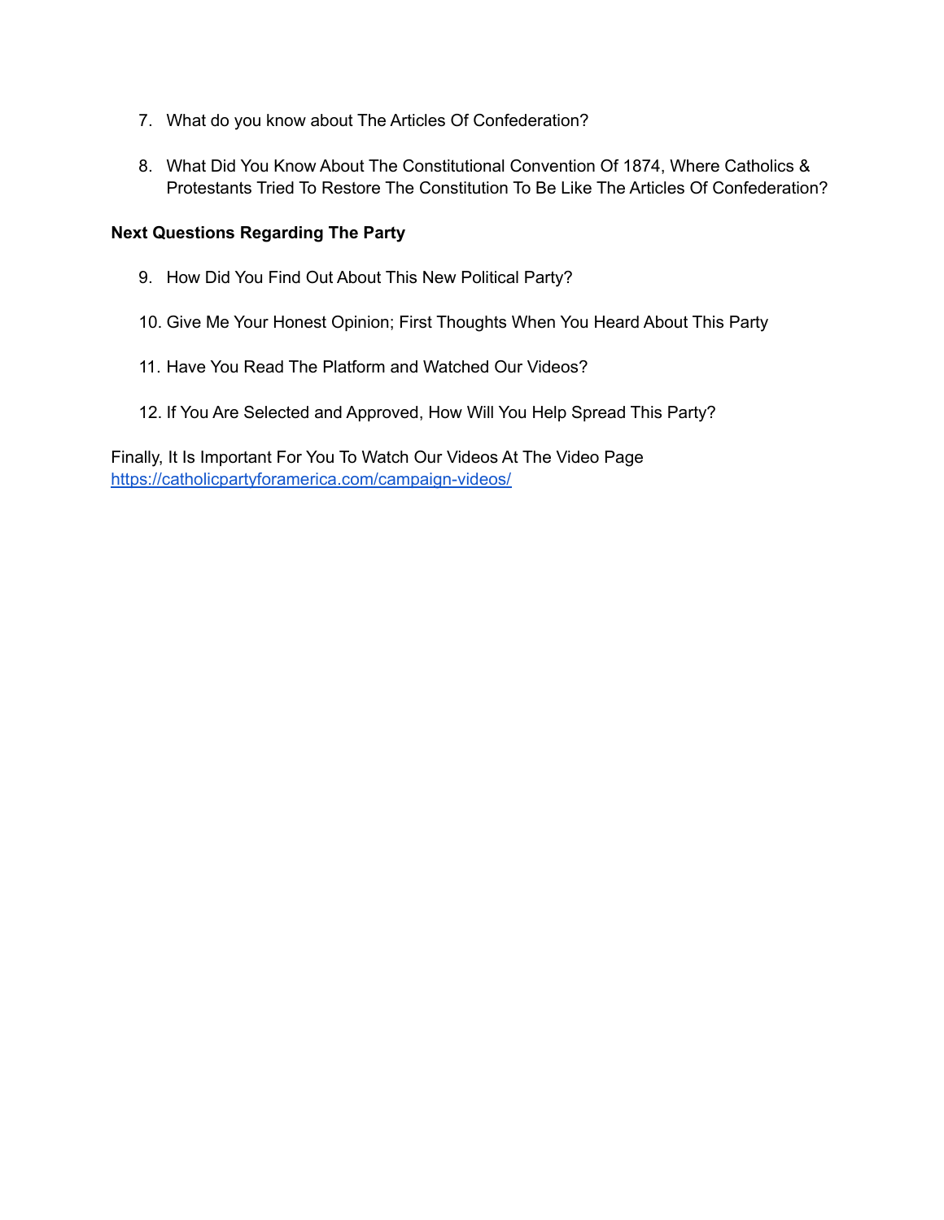7. What do you know about The Articles Of Confederation?

8. What Did You Know About The Constitutional Convention Of 1874, Where Catholics & Protestants Tried To Restore The Constitution To Be Like The Articles Of Confederation?

**Next Questions Regarding The Party**

9. How Did You Find Out About This New Political Party?

10. Give Me Your Honest Opinion; First Thoughts When You Heard About This Party

11. Have You Read The Platform and Watched Our Videos?

12. If You Are Selected and Approved, How Will You Help Spread This Party?

Finally, It Is Important For You To Watch Our Videos At The Video Page
[https://catholicpartyforamerica.com/campaign-videos/](https://catholicpartyforamerica.com/campaign-videos/)